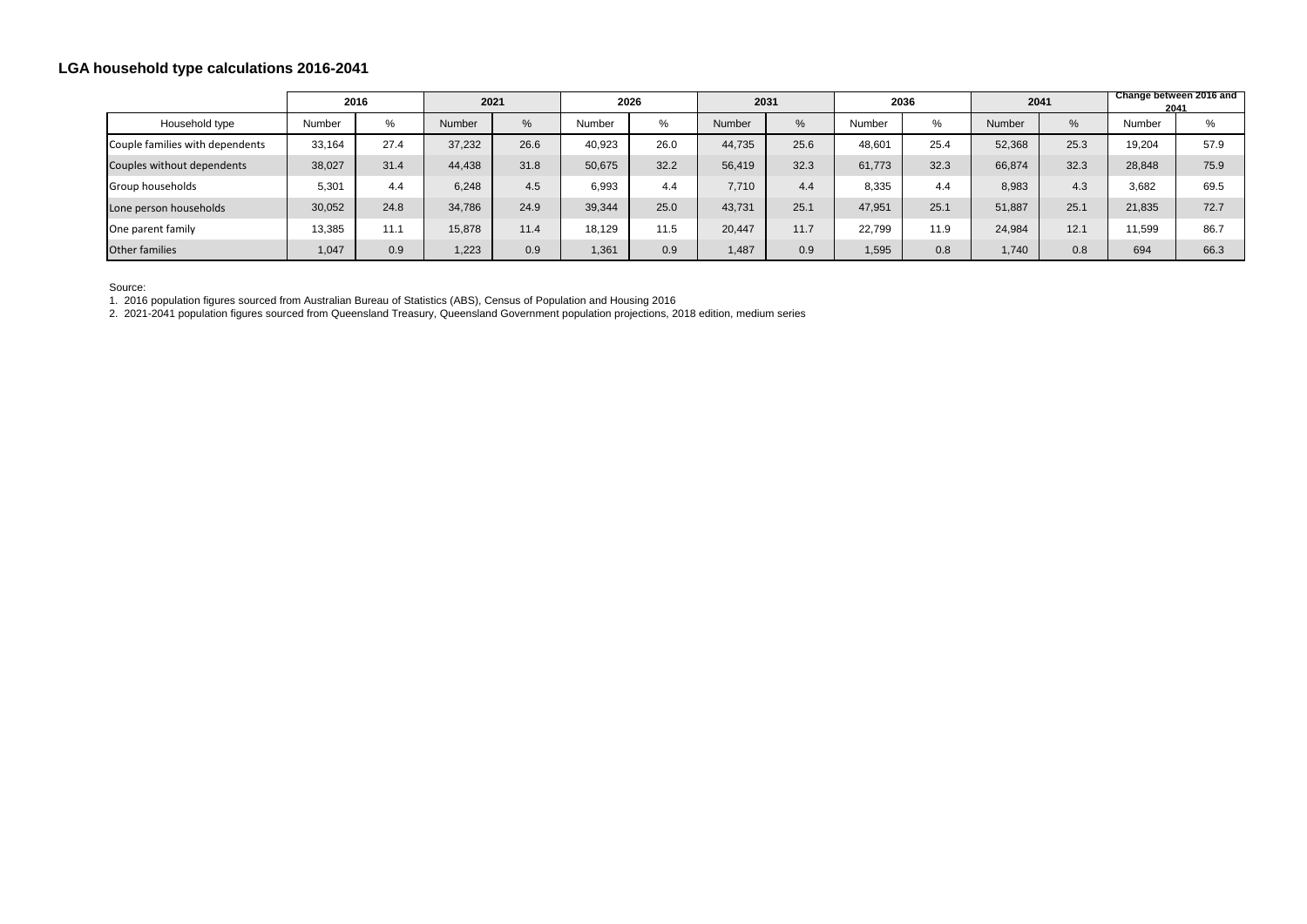## LGA household type calculations 2016-2041

| | 2016 | | 2021 | | 2026 | | 2031 | | 2036 | | 2041 | | Change between 2016 and 2041 | |
|---|---|---|---|---|---|---|---|---|---|---|---|---|---|---|
| Household type | Number | % | Number | % | Number | % | Number | % | Number | % | Number | % | Number | % |
| Couple families with dependents | 33,164 | 27.4 | 37,232 | 26.6 | 40,923 | 26.0 | 44,735 | 25.6 | 48,601 | 25.4 | 52,368 | 25.3 | 19,204 | 57.9 |
| Couples without dependents | 38,027 | 31.4 | 44,438 | 31.8 | 50,675 | 32.2 | 56,419 | 32.3 | 61,773 | 32.3 | 66,874 | 32.3 | 28,848 | 75.9 |
| Group households | 5,301 | 4.4 | 6,248 | 4.5 | 6,993 | 4.4 | 7,710 | 4.4 | 8,335 | 4.4 | 8,983 | 4.3 | 3,682 | 69.5 |
| Lone person households | 30,052 | 24.8 | 34,786 | 24.9 | 39,344 | 25.0 | 43,731 | 25.1 | 47,951 | 25.1 | 51,887 | 25.1 | 21,835 | 72.7 |
| One parent family | 13,385 | 11.1 | 15,878 | 11.4 | 18,129 | 11.5 | 20,447 | 11.7 | 22,799 | 11.9 | 24,984 | 12.1 | 11,599 | 86.7 |
| Other families | 1,047 | 0.9 | 1,223 | 0.9 | 1,361 | 0.9 | 1,487 | 0.9 | 1,595 | 0.8 | 1,740 | 0.8 | 694 | 66.3 |

Source:
1. 2016 population figures sourced from Australian Bureau of Statistics (ABS), Census of Population and Housing 2016
2. 2021-2041 population figures sourced from Queensland Treasury, Queensland Government population projections, 2018 edition, medium series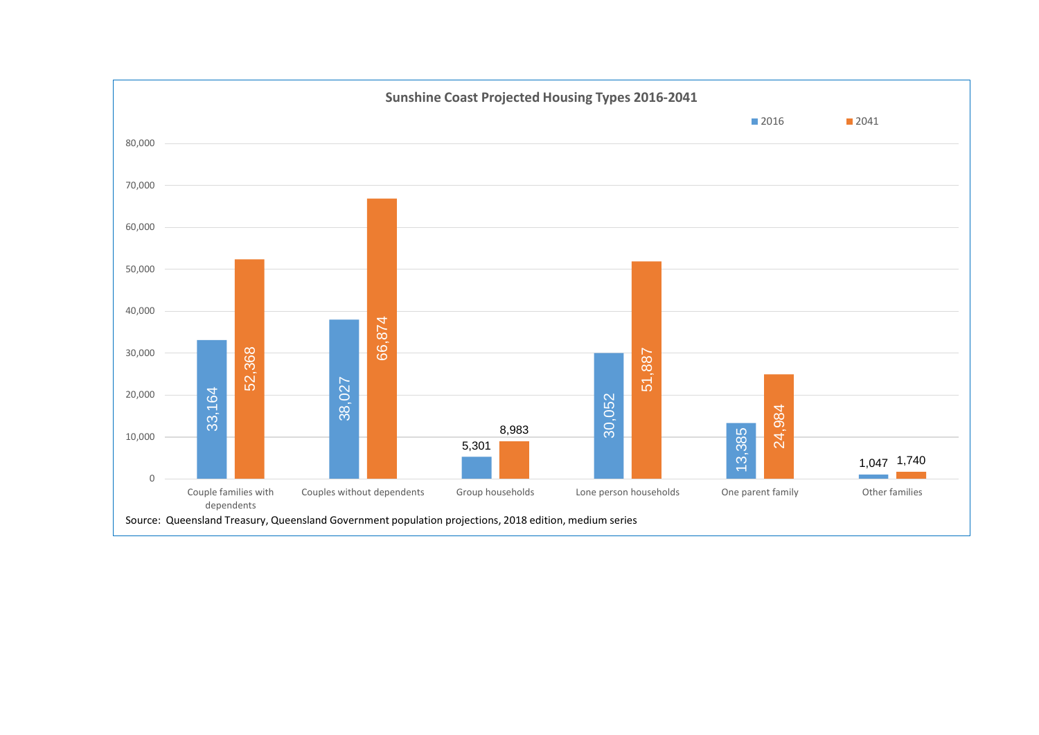## Sunshine Coast Projected Housing Types 2016-2041

| Housing type | 2016 | 2041 |
|---|---|---|
| Couple families with dependents | 33,164 | 52,368 |
| Couples without dependents | 38,027 | 66,874 |
| Group households | 5,301 | 8,983 |
| Lone person households | 30,052 | 51,887 |
| One parent family | 13,385 | 24,984 |
| Other families | 1,047 | 1,740 |

Source: Queensland Treasury, Queensland Government population projections, 2018 edition, medium series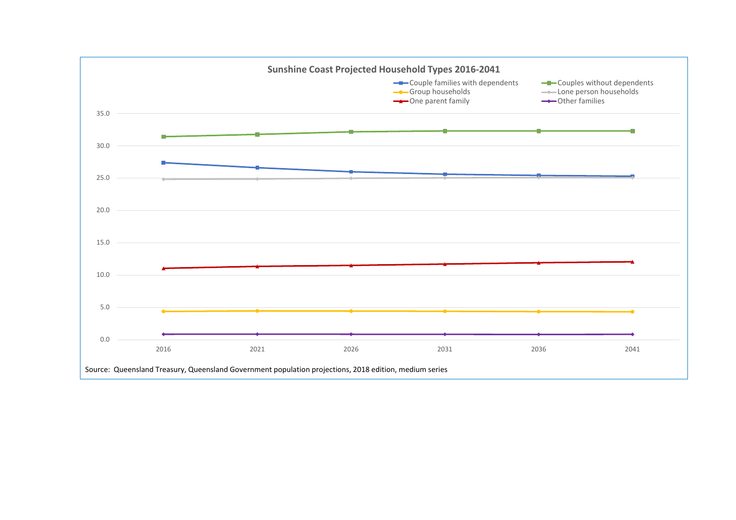**Sunshine Coast Projected Household Types 2016-2041**

Couple families with dependents
Couples without dependents
Group households
Lone person households
One parent family
Other families

35.0
30.0
25.0
20.0
15.0
10.0
5.0
0.0

2016
2021
2026
2031
2036
2041

Source: Queensland Treasury, Queensland Government population projections, 2018 edition, medium series